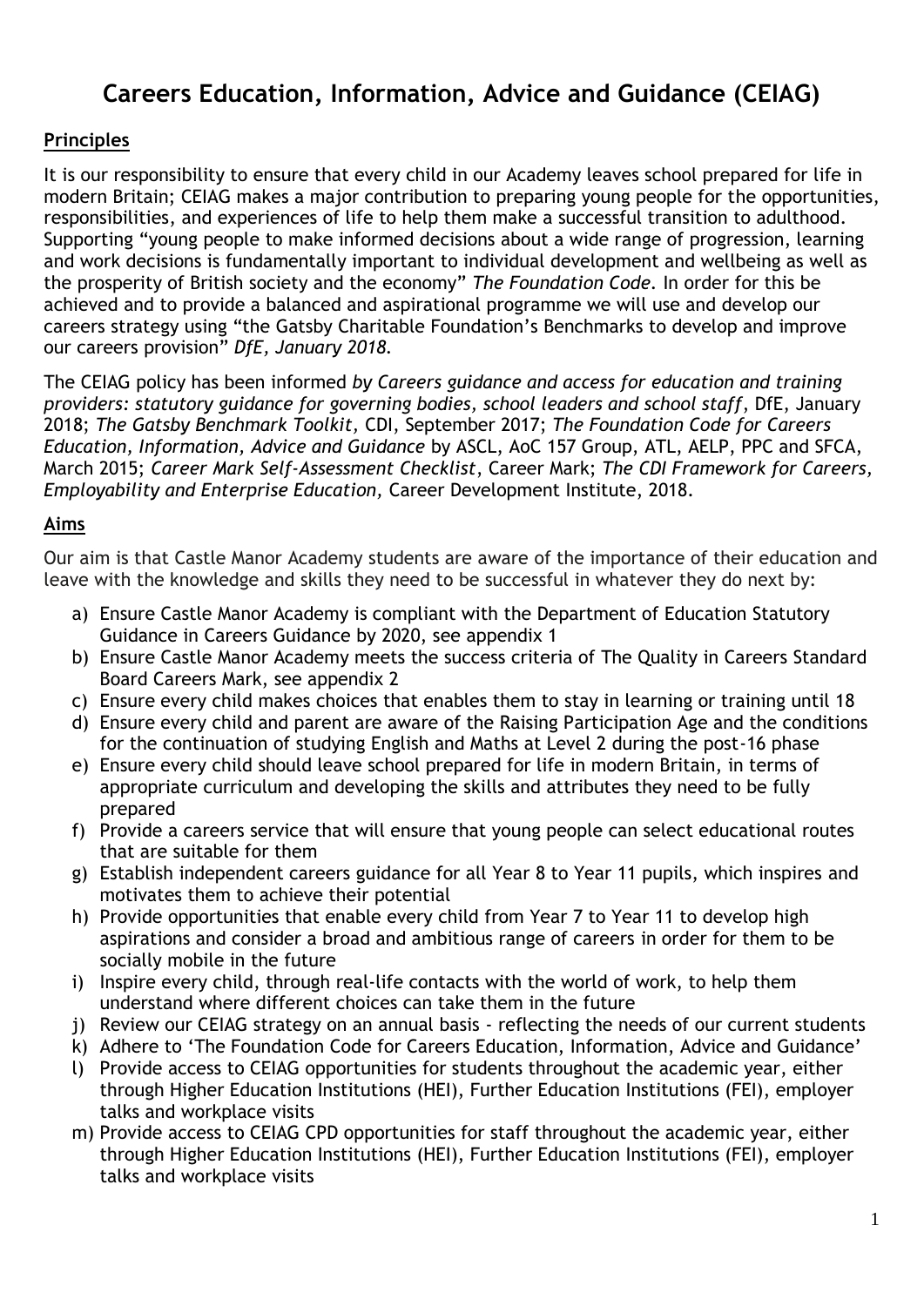# Careers Education, Information, Advice and Guidance (CEIAG)

## Principles

It is our responsibility to ensure that every child in our Academy leaves school prepared for life in modern Britain; CEIAG makes a major contribution to preparing young people for the opportunities, responsibilities, and experiences of life to help them make a successful transition to adulthood. Supporting "young people to make informed decisions about a wide range of progression, learning and work decisions is fundamentally important to individual development and wellbeing as well as the prosperity of British society and the economy" *The Foundation Code.* In order for this be achieved and to provide a balanced and aspirational programme we will use and develop our careers strategy using "the Gatsby Charitable Foundation's Benchmarks to develop and improve our careers provision" *DfE, January 2018.*

The CEIAG policy has been informed *by Careers guidance and access for education and training providers: statutory guidance for governing bodies, school leaders and school staff*, DfE, January 2018; *The Gatsby Benchmark Toolkit,* CDI, September 2017; *The Foundation Code for Careers Education, Information, Advice and Guidance* by ASCL, AoC 157 Group, ATL, AELP, PPC and SFCA, March 2015; *Career Mark Self-Assessment Checklist*, Career Mark; *The CDI Framework for Careers, Employability and Enterprise Education,* Career Development Institute, 2018.

## Aims

Our aim is that Castle Manor Academy students are aware of the importance of their education and leave with the knowledge and skills they need to be successful in whatever they do next by:

a) Ensure Castle Manor Academy is compliant with the Department of Education Statutory Guidance in Careers Guidance by 2020, see appendix 1
b) Ensure Castle Manor Academy meets the success criteria of The Quality in Careers Standard Board Careers Mark, see appendix 2
c) Ensure every child makes choices that enables them to stay in learning or training until 18
d) Ensure every child and parent are aware of the Raising Participation Age and the conditions for the continuation of studying English and Maths at Level 2 during the post-16 phase
e) Ensure every child should leave school prepared for life in modern Britain, in terms of appropriate curriculum and developing the skills and attributes they need to be fully prepared
f) Provide a careers service that will ensure that young people can select educational routes that are suitable for them
g) Establish independent careers guidance for all Year 8 to Year 11 pupils, which inspires and motivates them to achieve their potential
h) Provide opportunities that enable every child from Year 7 to Year 11 to develop high aspirations and consider a broad and ambitious range of careers in order for them to be socially mobile in the future
i) Inspire every child, through real-life contacts with the world of work, to help them understand where different choices can take them in the future
j) Review our CEIAG strategy on an annual basis - reflecting the needs of our current students
k) Adhere to 'The Foundation Code for Careers Education, Information, Advice and Guidance'
l) Provide access to CEIAG opportunities for students throughout the academic year, either through Higher Education Institutions (HEI), Further Education Institutions (FEI), employer talks and workplace visits
m) Provide access to CEIAG CPD opportunities for staff throughout the academic year, either through Higher Education Institutions (HEI), Further Education Institutions (FEI), employer talks and workplace visits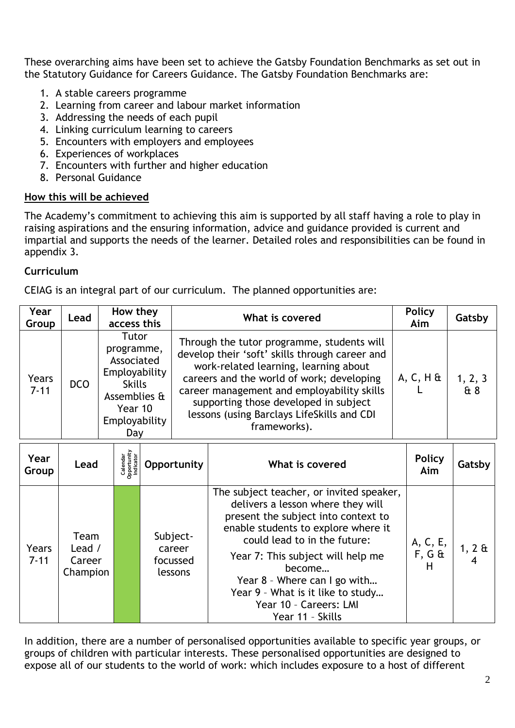These overarching aims have been set to achieve the Gatsby Foundation Benchmarks as set out in the Statutory Guidance for Careers Guidance. The Gatsby Foundation Benchmarks are:

1. A stable careers programme
2. Learning from career and labour market information
3. Addressing the needs of each pupil
4. Linking curriculum learning to careers
5. Encounters with employers and employees
6. Experiences of workplaces
7. Encounters with further and higher education
8. Personal Guidance

## How this will be achieved

The Academy's commitment to achieving this aim is supported by all staff having a role to play in raising aspirations and the ensuring information, advice and guidance provided is current and impartial and supports the needs of the learner. Detailed roles and responsibilities can be found in appendix 3.

### Curriculum

CEIAG is an integral part of our curriculum. The planned opportunities are:

| Year Group | Lead | How they access this | What is covered | Policy Aim | Gatsby |
|---|---|---|---|---|---|
| Years 7-11 | DCO | Tutor programme, Associated Employability Skills Assemblies & Year 10 Employability Day | Through the tutor programme, students will develop their 'soft' skills through career and work-related learning, learning about careers and the world of work; developing career management and employability skills supporting those developed in subject lessons (using Barclays LifeSkills and CDI frameworks). | A, C, H & L | 1, 2, 3 & 8 |

| Year Group | Lead | Calendar Opportunity Indicator | Opportunity | What is covered | Policy Aim | Gatsby |
|---|---|---|---|---|---|---|
| Years 7-11 | Team Lead / Career Champion | | Subject-career focussed lessons | The subject teacher, or invited speaker, delivers a lesson where they will present the subject into context to enable students to explore where it could lead to in the future:<br>Year 7: This subject will help me become…<br>Year 8 – Where can I go with…<br>Year 9 – What is it like to study…<br>Year 10 – Careers: LMI<br>Year 11 – Skills | A, C, E, F, G & H | 1, 2 & 4 |

In addition, there are a number of personalised opportunities available to specific year groups, or groups of children with particular interests. These personalised opportunities are designed to expose all of our students to the world of work: which includes exposure to a host of different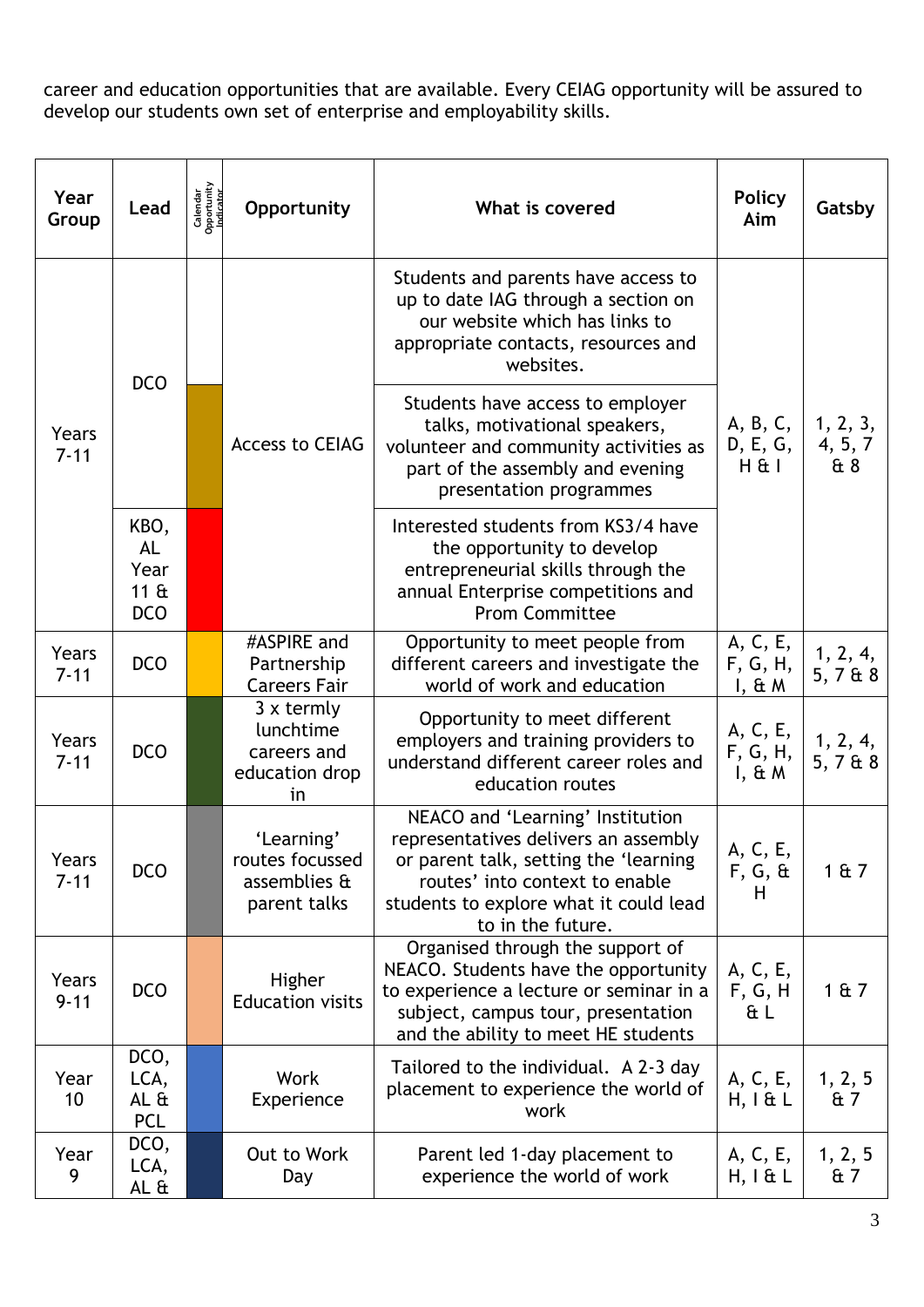career and education opportunities that are available. Every CEIAG opportunity will be assured to develop our students own set of enterprise and employability skills.

| Year Group | Lead | Calendar Opportunity Indicator | Opportunity | What is covered | Policy Aim | Gatsby |
|---|---|---|---|---|---|---|
| Years 7-11 | DCO | | Access to CEIAG | Students and parents have access to up to date IAG through a section on our website which has links to appropriate contacts, resources and websites. | A, B, C, D, E, G, H & I | 1, 2, 3, 4, 5, 7 & 8 |
| | | | | Students have access to employer talks, motivational speakers, volunteer and community activities as part of the assembly and evening presentation programmes | | |
| | KBO, AL Year 11 & DCO | | | Interested students from KS3/4 have the opportunity to develop entrepreneurial skills through the annual Enterprise competitions and Prom Committee | | |
| Years 7-11 | DCO | | #ASPIRE and Partnership Careers Fair | Opportunity to meet people from different careers and investigate the world of work and education | A, C, E, F, G, H, I, & M | 1, 2, 4, 5, 7 & 8 |
| Years 7-11 | DCO | | 3 x termly lunchtime careers and education drop in | Opportunity to meet different employers and training providers to understand different career roles and education routes | A, C, E, F, G, H, I, & M | 1, 2, 4, 5, 7 & 8 |
| Years 7-11 | DCO | | 'Learning' routes focussed assemblies & parent talks | NEACO and 'Learning' Institution representatives delivers an assembly or parent talk, setting the 'learning routes' into context to enable students to explore what it could lead to in the future. | A, C, E, F, G, & H | 1 & 7 |
| Years 9-11 | DCO | | Higher Education visits | Organised through the support of NEACO. Students have the opportunity to experience a lecture or seminar in a subject, campus tour, presentation and the ability to meet HE students | A, C, E, F, G, H & L | 1 & 7 |
| Year 10 | DCO, LCA, AL & PCL | | Work Experience | Tailored to the individual. A 2-3 day placement to experience the world of work | A, C, E, H, I & L | 1, 2, 5 & 7 |
| Year 9 | DCO, LCA, AL & | | Out to Work Day | Parent led 1-day placement to experience the world of work | A, C, E, H, I & L | 1, 2, 5 & 7 |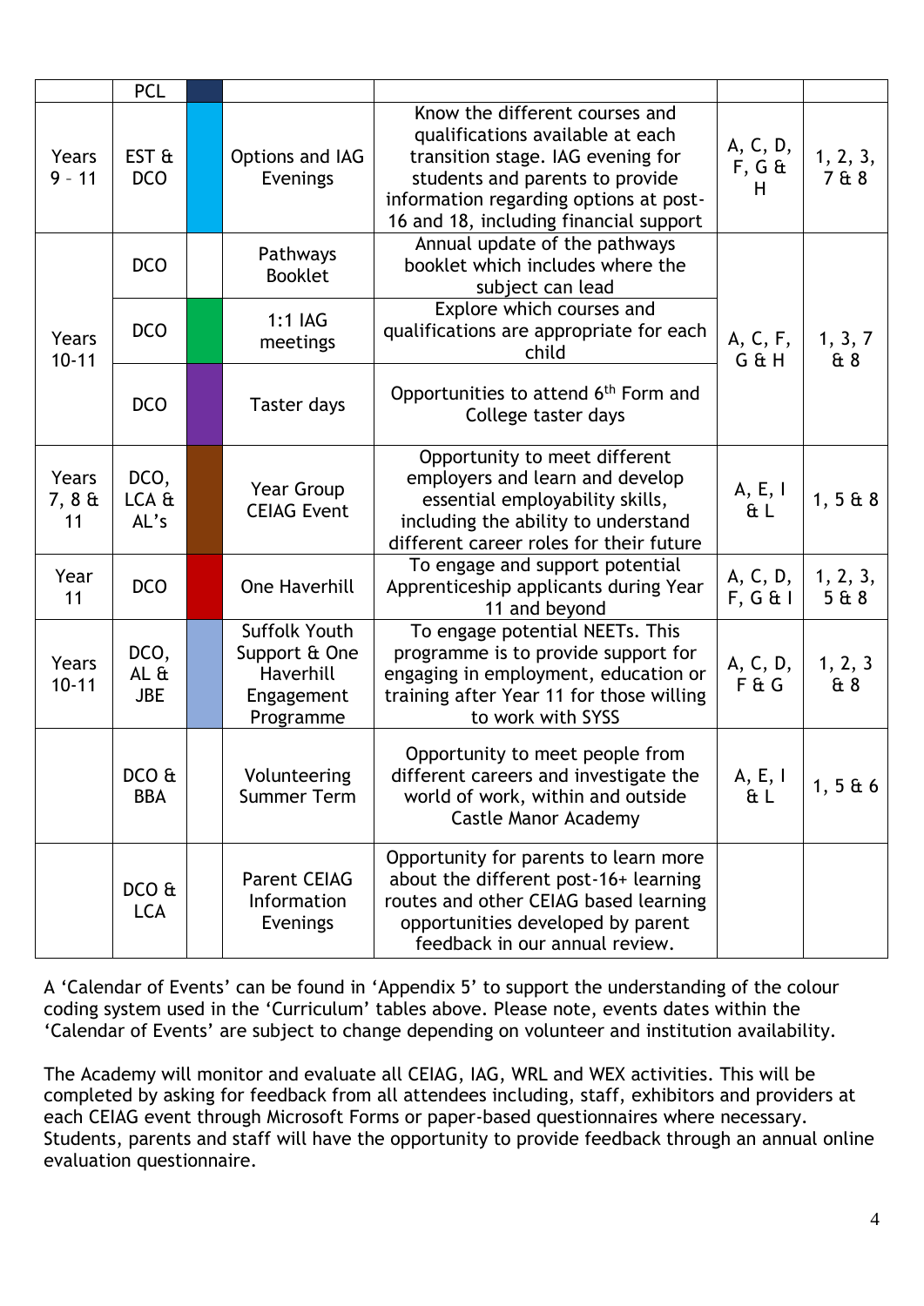| | | | | | | |
|---|---|---|---|---|---|---|
| | PCL | | | | | |
| Years 9 – 11 | EST & DCO | | Options and IAG Evenings | Know the different courses and qualifications available at each transition stage. IAG evening for students and parents to provide information regarding options at post-16 and 18, including financial support | A, C, D, F, G & H | 1, 2, 3, 7 & 8 |
| Years 10-11 | DCO | | Pathways Booklet | Annual update of the pathways booklet which includes where the subject can lead | A, C, F, G & H | 1, 3, 7 & 8 |
| | DCO | | 1:1 IAG meetings | Explore which courses and qualifications are appropriate for each child | | |
| | DCO | | Taster days | Opportunities to attend 6th Form and College taster days | | |
| Years 7, 8 & 11 | DCO, LCA & AL's | | Year Group CEIAG Event | Opportunity to meet different employers and learn and develop essential employability skills, including the ability to understand different career roles for their future | A, E, I & L | 1, 5 & 8 |
| Year 11 | DCO | | One Haverhill | To engage and support potential Apprenticeship applicants during Year 11 and beyond | A, C, D, F, G & I | 1, 2, 3, 5 & 8 |
| Years 10-11 | DCO, AL & JBE | | Suffolk Youth Support & One Haverhill Engagement Programme | To engage potential NEETs. This programme is to provide support for engaging in employment, education or training after Year 11 for those willing to work with SYSS | A, C, D, F & G | 1, 2, 3 & 8 |
| | DCO & BBA | | Volunteering Summer Term | Opportunity to meet people from different careers and investigate the world of work, within and outside Castle Manor Academy | A, E, I & L | 1, 5 & 6 |
| | DCO & LCA | | Parent CEIAG Information Evenings | Opportunity for parents to learn more about the different post-16+ learning routes and other CEIAG based learning opportunities developed by parent feedback in our annual review. | | |

A 'Calendar of Events' can be found in 'Appendix 5' to support the understanding of the colour coding system used in the 'Curriculum' tables above. Please note, events dates within the 'Calendar of Events' are subject to change depending on volunteer and institution availability.

The Academy will monitor and evaluate all CEIAG, IAG, WRL and WEX activities. This will be completed by asking for feedback from all attendees including, staff, exhibitors and providers at each CEIAG event through Microsoft Forms or paper-based questionnaires where necessary. Students, parents and staff will have the opportunity to provide feedback through an annual online evaluation questionnaire.